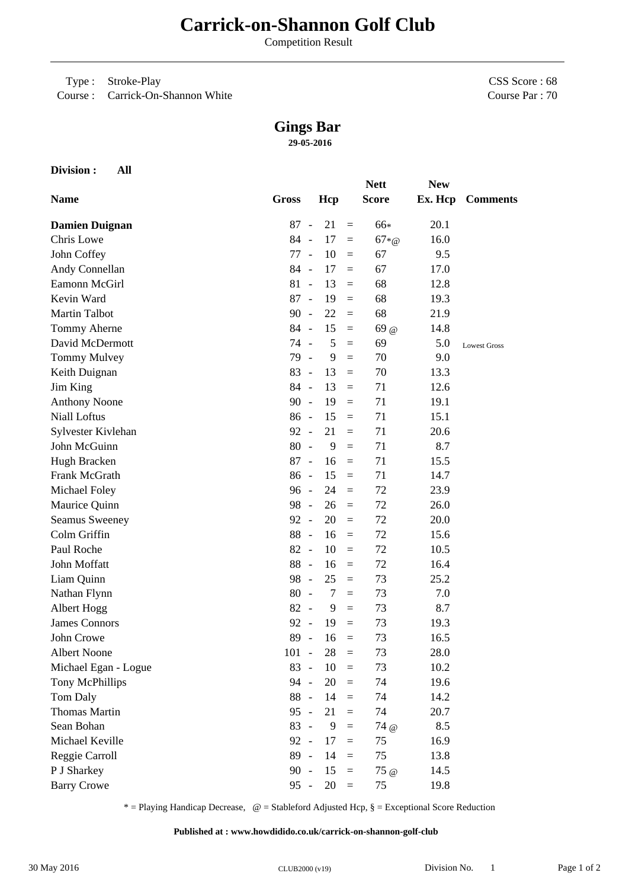# Carrick-on-Shannon Golf Club

Competition Result

Type : Stroke-Play
Course : Carrick-On-Shannon White

CSS Score : 68
Course Par : 70

## Gings Bar

**29-05-2016**

**Division : All**

| Name | Gross | | Hcp | | Nett Score | New Ex. Hcp | Comments |
|---|---|---|---|---|---|---|---|
| **Damien Duignan** | 87 | - | 21 | = | 66* | 20.1 | |
| Chris Lowe | 84 | - | 17 | = | 67*@ | 16.0 | |
| John Coffey | 77 | - | 10 | = | 67 | 9.5 | |
| Andy Connellan | 84 | - | 17 | = | 67 | 17.0 | |
| Eamonn McGirl | 81 | - | 13 | = | 68 | 12.8 | |
| Kevin Ward | 87 | - | 19 | = | 68 | 19.3 | |
| Martin Talbot | 90 | - | 22 | = | 68 | 21.9 | |
| Tommy Aherne | 84 | - | 15 | = | 69 @ | 14.8 | |
| David McDermott | 74 | - | 5 | = | 69 | 5.0 | Lowest Gross |
| Tommy Mulvey | 79 | - | 9 | = | 70 | 9.0 | |
| Keith Duignan | 83 | - | 13 | = | 70 | 13.3 | |
| Jim King | 84 | - | 13 | = | 71 | 12.6 | |
| Anthony Noone | 90 | - | 19 | = | 71 | 19.1 | |
| Niall Loftus | 86 | - | 15 | = | 71 | 15.1 | |
| Sylvester Kivlehan | 92 | - | 21 | = | 71 | 20.6 | |
| John McGuinn | 80 | - | 9 | = | 71 | 8.7 | |
| Hugh Bracken | 87 | - | 16 | = | 71 | 15.5 | |
| Frank McGrath | 86 | - | 15 | = | 71 | 14.7 | |
| Michael Foley | 96 | - | 24 | = | 72 | 23.9 | |
| Maurice Quinn | 98 | - | 26 | = | 72 | 26.0 | |
| Seamus Sweeney | 92 | - | 20 | = | 72 | 20.0 | |
| Colm Griffin | 88 | - | 16 | = | 72 | 15.6 | |
| Paul Roche | 82 | - | 10 | = | 72 | 10.5 | |
| John Moffatt | 88 | - | 16 | = | 72 | 16.4 | |
| Liam Quinn | 98 | - | 25 | = | 73 | 25.2 | |
| Nathan Flynn | 80 | - | 7 | = | 73 | 7.0 | |
| Albert Hogg | 82 | - | 9 | = | 73 | 8.7 | |
| James Connors | 92 | - | 19 | = | 73 | 19.3 | |
| John Crowe | 89 | - | 16 | = | 73 | 16.5 | |
| Albert Noone | 101 | - | 28 | = | 73 | 28.0 | |
| Michael Egan - Logue | 83 | - | 10 | = | 73 | 10.2 | |
| Tony McPhillips | 94 | - | 20 | = | 74 | 19.6 | |
| Tom Daly | 88 | - | 14 | = | 74 | 14.2 | |
| Thomas Martin | 95 | - | 21 | = | 74 | 20.7 | |
| Sean Bohan | 83 | - | 9 | = | 74 @ | 8.5 | |
| Michael Keville | 92 | - | 17 | = | 75 | 16.9 | |
| Reggie Carroll | 89 | - | 14 | = | 75 | 13.8 | |
| P J Sharkey | 90 | - | 15 | = | 75 @ | 14.5 | |
| Barry Crowe | 95 | - | 20 | = | 75 | 19.8 | |

* = Playing Handicap Decrease, @ = Stableford Adjusted Hcp, § = Exceptional Score Reduction

**Published at : www.howdidido.co.uk/carrick-on-shannon-golf-club**

30 May 2016 CLUB2000 (v19) Division No. 1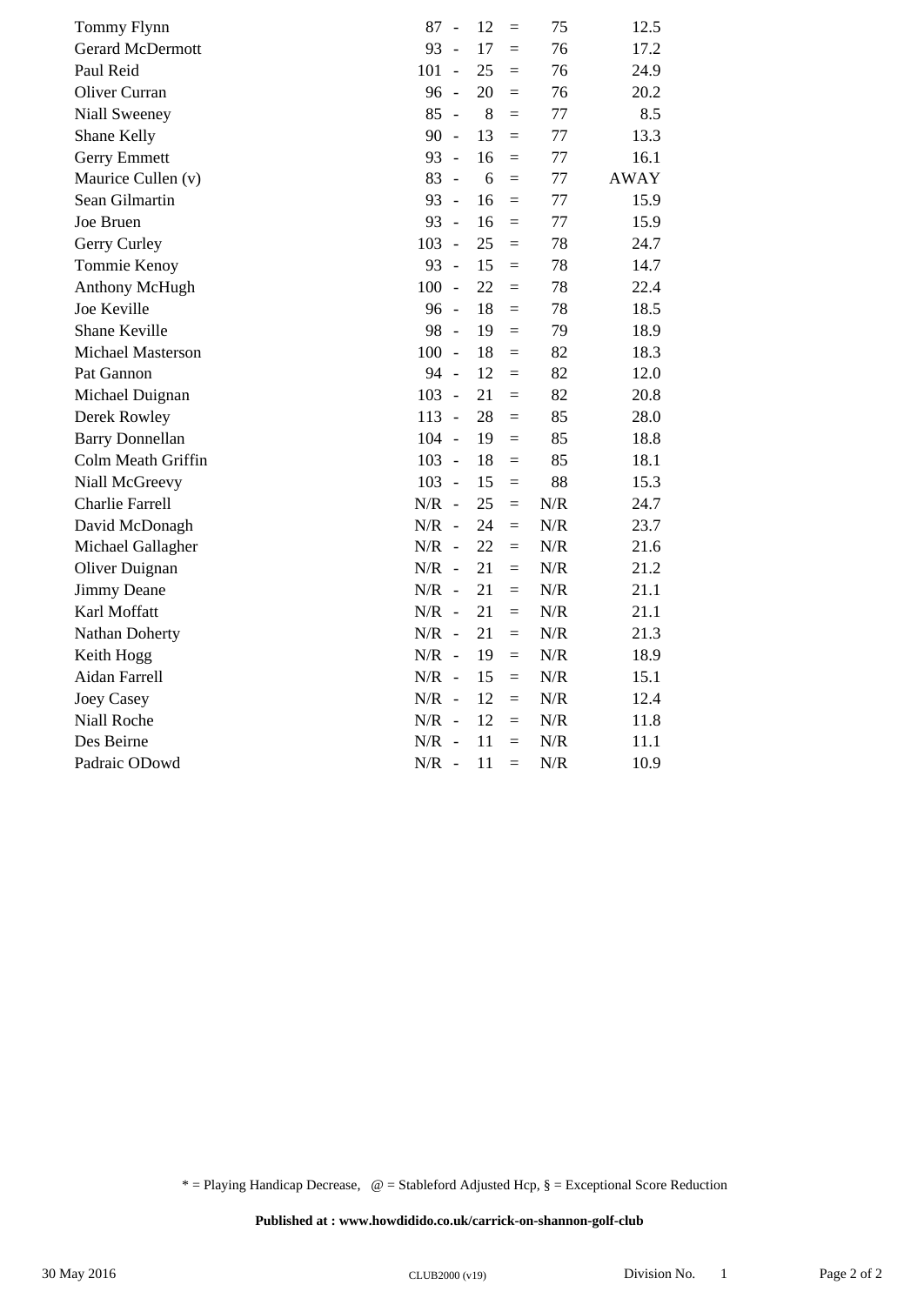| | | | | | | |
|---|---|---|---|---|---|---|
| Tommy Flynn | 87 | - | 12 | = | 75 | 12.5 |
| Gerard McDermott | 93 | - | 17 | = | 76 | 17.2 |
| Paul Reid | 101 | - | 25 | = | 76 | 24.9 |
| Oliver Curran | 96 | - | 20 | = | 76 | 20.2 |
| Niall Sweeney | 85 | - | 8 | = | 77 | 8.5 |
| Shane Kelly | 90 | - | 13 | = | 77 | 13.3 |
| Gerry Emmett | 93 | - | 16 | = | 77 | 16.1 |
| Maurice Cullen (v) | 83 | - | 6 | = | 77 | AWAY |
| Sean Gilmartin | 93 | - | 16 | = | 77 | 15.9 |
| Joe Bruen | 93 | - | 16 | = | 77 | 15.9 |
| Gerry Curley | 103 | - | 25 | = | 78 | 24.7 |
| Tommie Kenoy | 93 | - | 15 | = | 78 | 14.7 |
| Anthony McHugh | 100 | - | 22 | = | 78 | 22.4 |
| Joe Keville | 96 | - | 18 | = | 78 | 18.5 |
| Shane Keville | 98 | - | 19 | = | 79 | 18.9 |
| Michael Masterson | 100 | - | 18 | = | 82 | 18.3 |
| Pat Gannon | 94 | - | 12 | = | 82 | 12.0 |
| Michael Duignan | 103 | - | 21 | = | 82 | 20.8 |
| Derek Rowley | 113 | - | 28 | = | 85 | 28.0 |
| Barry Donnellan | 104 | - | 19 | = | 85 | 18.8 |
| Colm Meath Griffin | 103 | - | 18 | = | 85 | 18.1 |
| Niall McGreevy | 103 | - | 15 | = | 88 | 15.3 |
| Charlie Farrell | N/R | - | 25 | = | N/R | 24.7 |
| David McDonagh | N/R | - | 24 | = | N/R | 23.7 |
| Michael Gallagher | N/R | - | 22 | = | N/R | 21.6 |
| Oliver Duignan | N/R | - | 21 | = | N/R | 21.2 |
| Jimmy Deane | N/R | - | 21 | = | N/R | 21.1 |
| Karl Moffatt | N/R | - | 21 | = | N/R | 21.1 |
| Nathan Doherty | N/R | - | 21 | = | N/R | 21.3 |
| Keith Hogg | N/R | - | 19 | = | N/R | 18.9 |
| Aidan Farrell | N/R | - | 15 | = | N/R | 15.1 |
| Joey Casey | N/R | - | 12 | = | N/R | 12.4 |
| Niall Roche | N/R | - | 12 | = | N/R | 11.8 |
| Des Beirne | N/R | - | 11 | = | N/R | 11.1 |
| Padraic ODowd | N/R | - | 11 | = | N/R | 10.9 |

* = Playing Handicap Decrease, @ = Stableford Adjusted Hcp, § = Exceptional Score Reduction

**Published at : www.howdidido.co.uk/carrick-on-shannon-golf-club**

30 May 2016 CLUB2000 (v19) Division No. 1